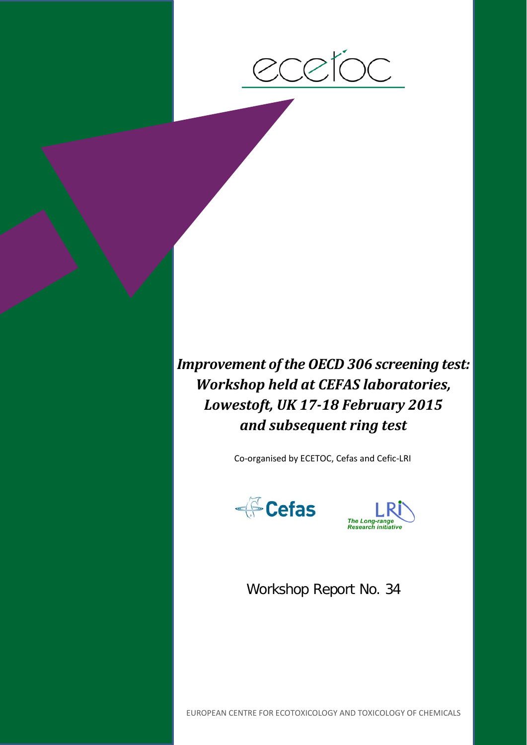ecetoc

# *Improvement of the OECD 306 screening test: Workshop held at CEFAS laboratories, Lowestoft, UK 17-18 February 2015 and subsequent ring test*

Co-organised by ECETOC, Cefas and Cefic-LRI

Cefas

LRI The Long-range Research initiative

Workshop Report No. 34

EUROPEAN CENTRE FOR ECOTOXICOLOGY AND TOXICOLOGY OF CHEMICALS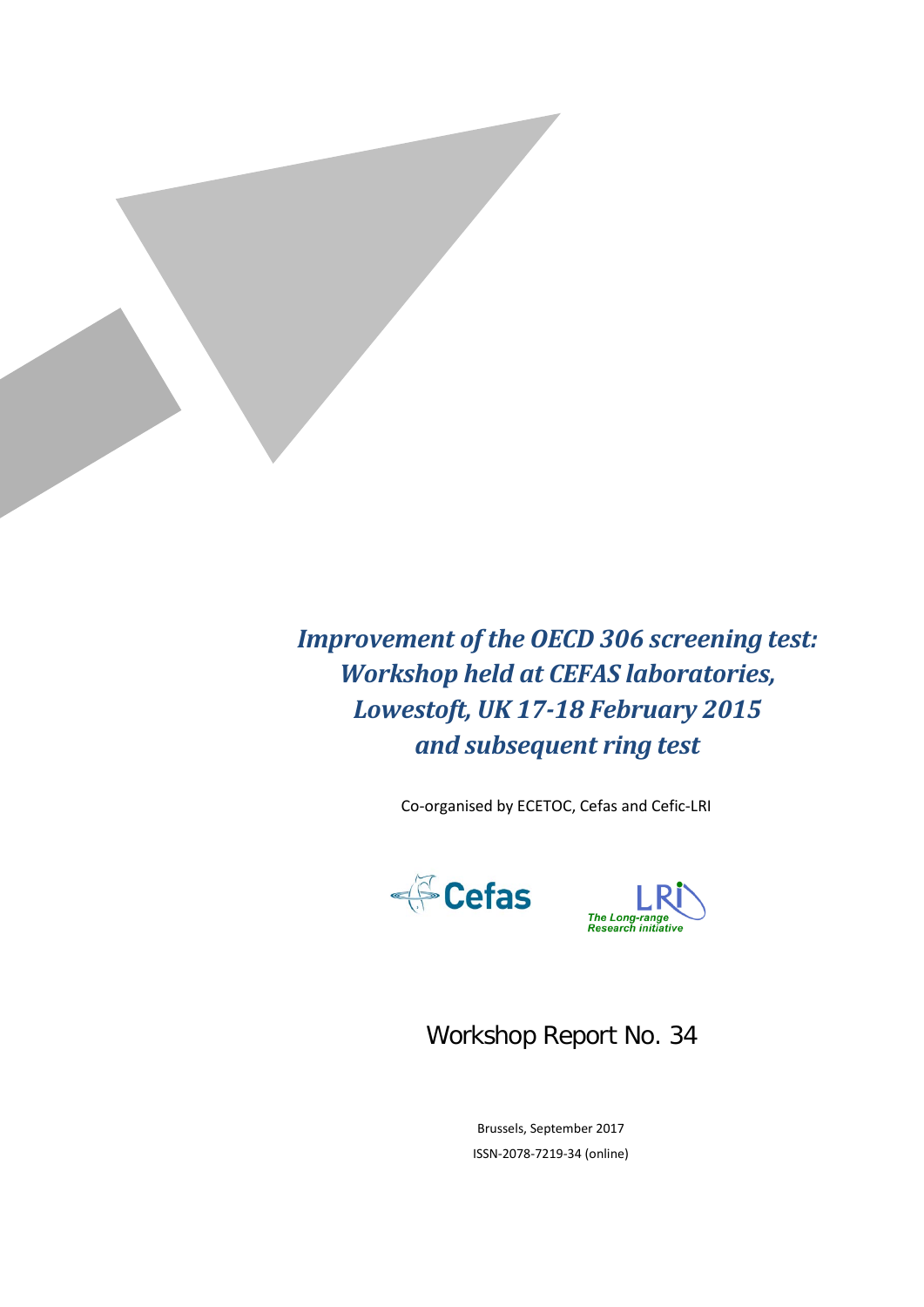# *Improvement of the OECD 306 screening test: Workshop held at CEFAS laboratories, Lowestoft, UK 17-18 February 2015 and subsequent ring test*

Co-organised by ECETOC, Cefas and Cefic-LRI

Workshop Report No. 34

Brussels, September 2017

ISSN-2078-7219-34 (online)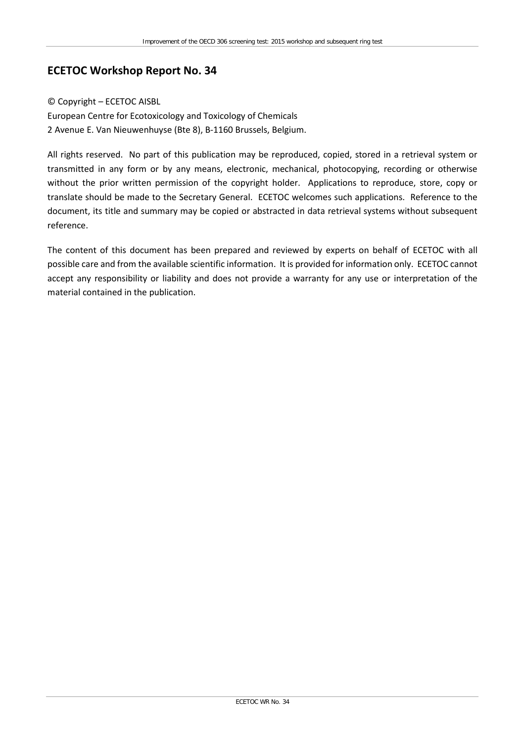## ECETOC Workshop Report No. 34

© Copyright – ECETOC AISBL

European Centre for Ecotoxicology and Toxicology of Chemicals

2 Avenue E. Van Nieuwenhuyse (Bte 8), B-1160 Brussels, Belgium.

All rights reserved. No part of this publication may be reproduced, copied, stored in a retrieval system or transmitted in any form or by any means, electronic, mechanical, photocopying, recording or otherwise without the prior written permission of the copyright holder. Applications to reproduce, store, copy or translate should be made to the Secretary General. ECETOC welcomes such applications. Reference to the document, its title and summary may be copied or abstracted in data retrieval systems without subsequent reference.

The content of this document has been prepared and reviewed by experts on behalf of ECETOC with all possible care and from the available scientific information. It is provided for information only. ECETOC cannot accept any responsibility or liability and does not provide a warranty for any use or interpretation of the material contained in the publication.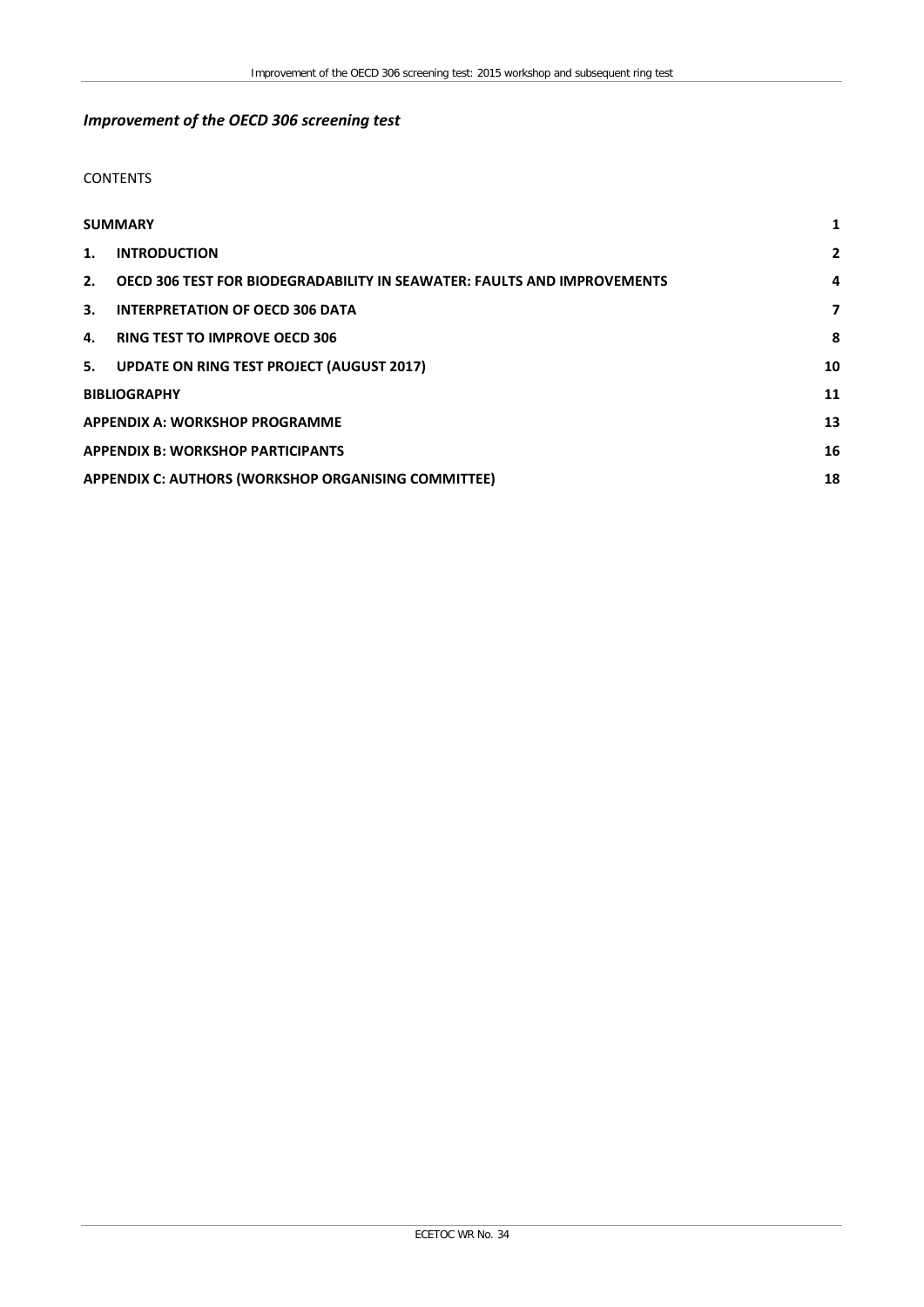## *Improvement of the OECD 306 screening test*

CONTENTS

| | | |
|---|---|---|
| **SUMMARY** | | **1** |
| **1.** | **INTRODUCTION** | **2** |
| **2.** | **OECD 306 TEST FOR BIODEGRADABILITY IN SEAWATER: FAULTS AND IMPROVEMENTS** | **4** |
| **3.** | **INTERPRETATION OF OECD 306 DATA** | **7** |
| **4.** | **RING TEST TO IMPROVE OECD 306** | **8** |
| **5.** | **UPDATE ON RING TEST PROJECT (AUGUST 2017)** | **10** |
| **BIBLIOGRAPHY** | | **11** |
| **APPENDIX A: WORKSHOP PROGRAMME** | | **13** |
| **APPENDIX B: WORKSHOP PARTICIPANTS** | | **16** |
| **APPENDIX C: AUTHORS (WORKSHOP ORGANISING COMMITTEE)** | | **18** |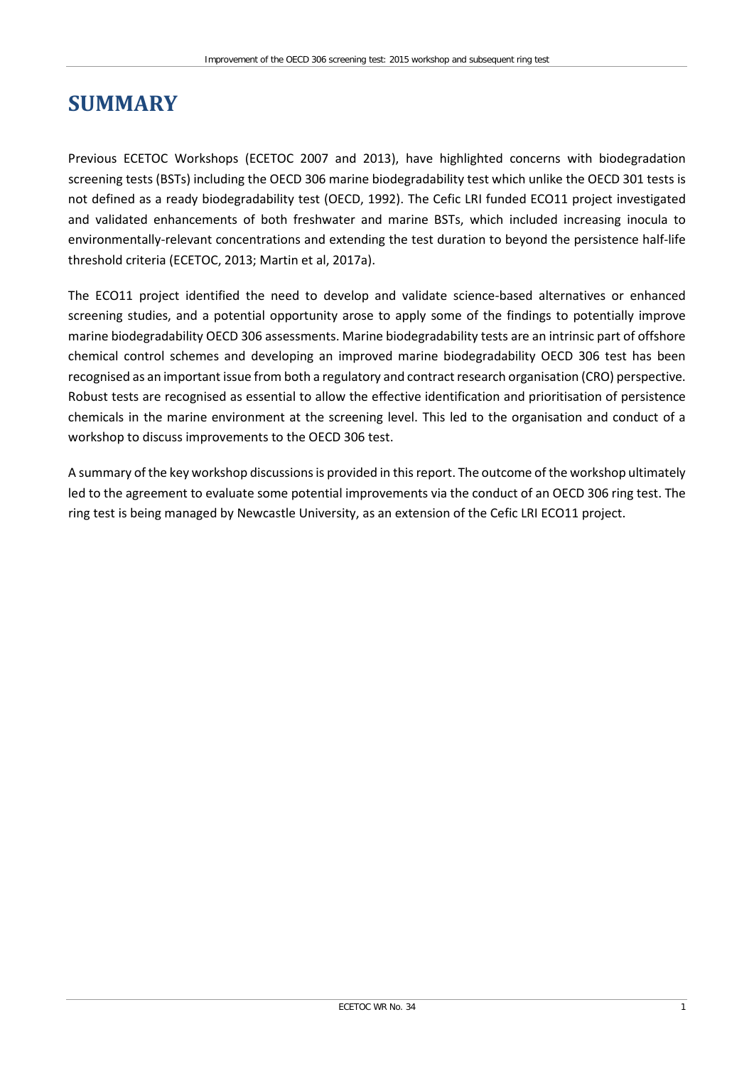# SUMMARY

Previous ECETOC Workshops (ECETOC 2007 and 2013), have highlighted concerns with biodegradation screening tests (BSTs) including the OECD 306 marine biodegradability test which unlike the OECD 301 tests is not defined as a ready biodegradability test (OECD, 1992). The Cefic LRI funded ECO11 project investigated and validated enhancements of both freshwater and marine BSTs, which included increasing inocula to environmentally-relevant concentrations and extending the test duration to beyond the persistence half-life threshold criteria (ECETOC, 2013; Martin et al, 2017a).

The ECO11 project identified the need to develop and validate science-based alternatives or enhanced screening studies, and a potential opportunity arose to apply some of the findings to potentially improve marine biodegradability OECD 306 assessments. Marine biodegradability tests are an intrinsic part of offshore chemical control schemes and developing an improved marine biodegradability OECD 306 test has been recognised as an important issue from both a regulatory and contract research organisation (CRO) perspective. Robust tests are recognised as essential to allow the effective identification and prioritisation of persistence chemicals in the marine environment at the screening level. This led to the organisation and conduct of a workshop to discuss improvements to the OECD 306 test.

A summary of the key workshop discussions is provided in this report. The outcome of the workshop ultimately led to the agreement to evaluate some potential improvements via the conduct of an OECD 306 ring test. The ring test is being managed by Newcastle University, as an extension of the Cefic LRI ECO11 project.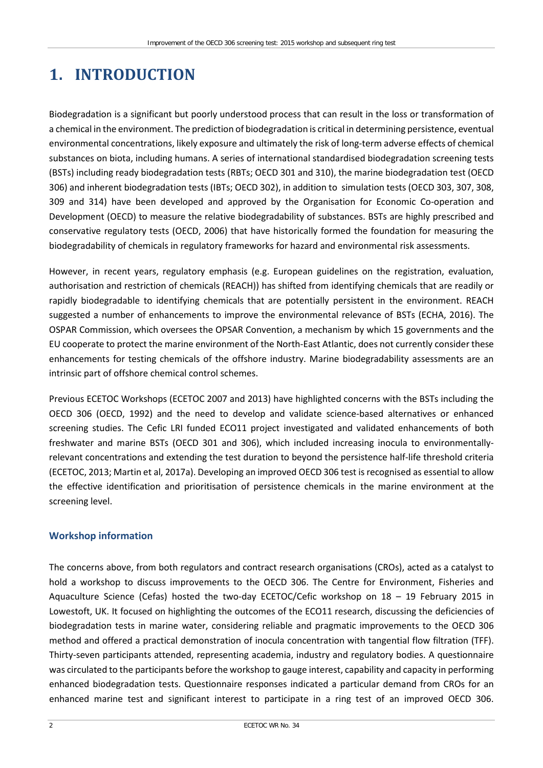# 1. INTRODUCTION

Biodegradation is a significant but poorly understood process that can result in the loss or transformation of a chemical in the environment. The prediction of biodegradation is critical in determining persistence, eventual environmental concentrations, likely exposure and ultimately the risk of long-term adverse effects of chemical substances on biota, including humans. A series of international standardised biodegradation screening tests (BSTs) including ready biodegradation tests (RBTs; OECD 301 and 310), the marine biodegradation test (OECD 306) and inherent biodegradation tests (IBTs; OECD 302), in addition to simulation tests (OECD 303, 307, 308, 309 and 314) have been developed and approved by the Organisation for Economic Co-operation and Development (OECD) to measure the relative biodegradability of substances. BSTs are highly prescribed and conservative regulatory tests (OECD, 2006) that have historically formed the foundation for measuring the biodegradability of chemicals in regulatory frameworks for hazard and environmental risk assessments.

However, in recent years, regulatory emphasis (e.g. European guidelines on the registration, evaluation, authorisation and restriction of chemicals (REACH)) has shifted from identifying chemicals that are readily or rapidly biodegradable to identifying chemicals that are potentially persistent in the environment. REACH suggested a number of enhancements to improve the environmental relevance of BSTs (ECHA, 2016). The OSPAR Commission, which oversees the OPSAR Convention, a mechanism by which 15 governments and the EU cooperate to protect the marine environment of the North-East Atlantic, does not currently consider these enhancements for testing chemicals of the offshore industry. Marine biodegradability assessments are an intrinsic part of offshore chemical control schemes.

Previous ECETOC Workshops (ECETOC 2007 and 2013) have highlighted concerns with the BSTs including the OECD 306 (OECD, 1992) and the need to develop and validate science-based alternatives or enhanced screening studies. The Cefic LRI funded ECO11 project investigated and validated enhancements of both freshwater and marine BSTs (OECD 301 and 306), which included increasing inocula to environmentally-relevant concentrations and extending the test duration to beyond the persistence half-life threshold criteria (ECETOC, 2013; Martin et al, 2017a). Developing an improved OECD 306 test is recognised as essential to allow the effective identification and prioritisation of persistence chemicals in the marine environment at the screening level.

## Workshop information

The concerns above, from both regulators and contract research organisations (CROs), acted as a catalyst to hold a workshop to discuss improvements to the OECD 306. The Centre for Environment, Fisheries and Aquaculture Science (Cefas) hosted the two-day ECETOC/Cefic workshop on 18 – 19 February 2015 in Lowestoft, UK. It focused on highlighting the outcomes of the ECO11 research, discussing the deficiencies of biodegradation tests in marine water, considering reliable and pragmatic improvements to the OECD 306 method and offered a practical demonstration of inocula concentration with tangential flow filtration (TFF). Thirty-seven participants attended, representing academia, industry and regulatory bodies. A questionnaire was circulated to the participants before the workshop to gauge interest, capability and capacity in performing enhanced biodegradation tests. Questionnaire responses indicated a particular demand from CROs for an enhanced marine test and significant interest to participate in a ring test of an improved OECD 306.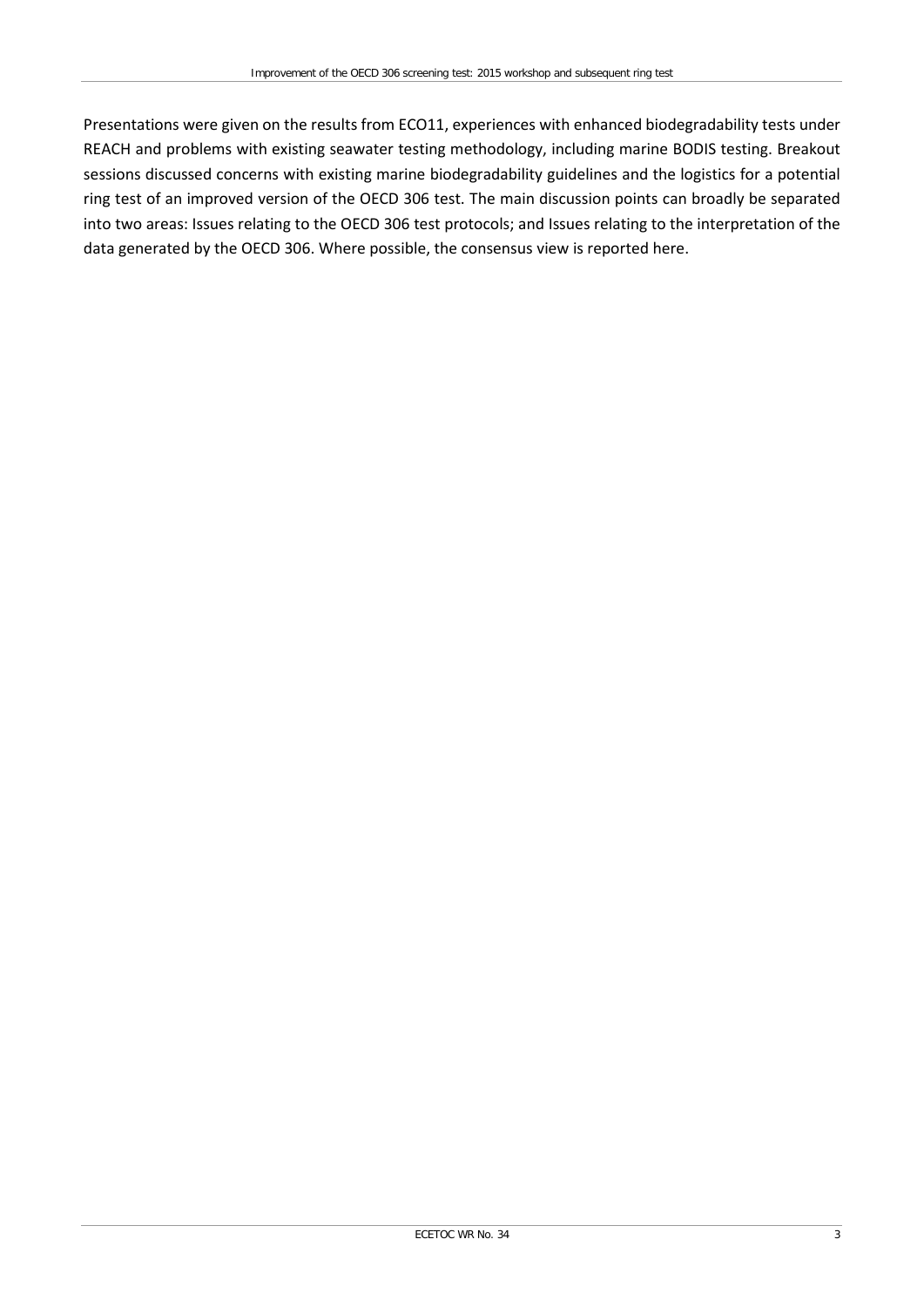Presentations were given on the results from ECO11, experiences with enhanced biodegradability tests under REACH and problems with existing seawater testing methodology, including marine BODIS testing. Breakout sessions discussed concerns with existing marine biodegradability guidelines and the logistics for a potential ring test of an improved version of the OECD 306 test. The main discussion points can broadly be separated into two areas: Issues relating to the OECD 306 test protocols; and Issues relating to the interpretation of the data generated by the OECD 306. Where possible, the consensus view is reported here.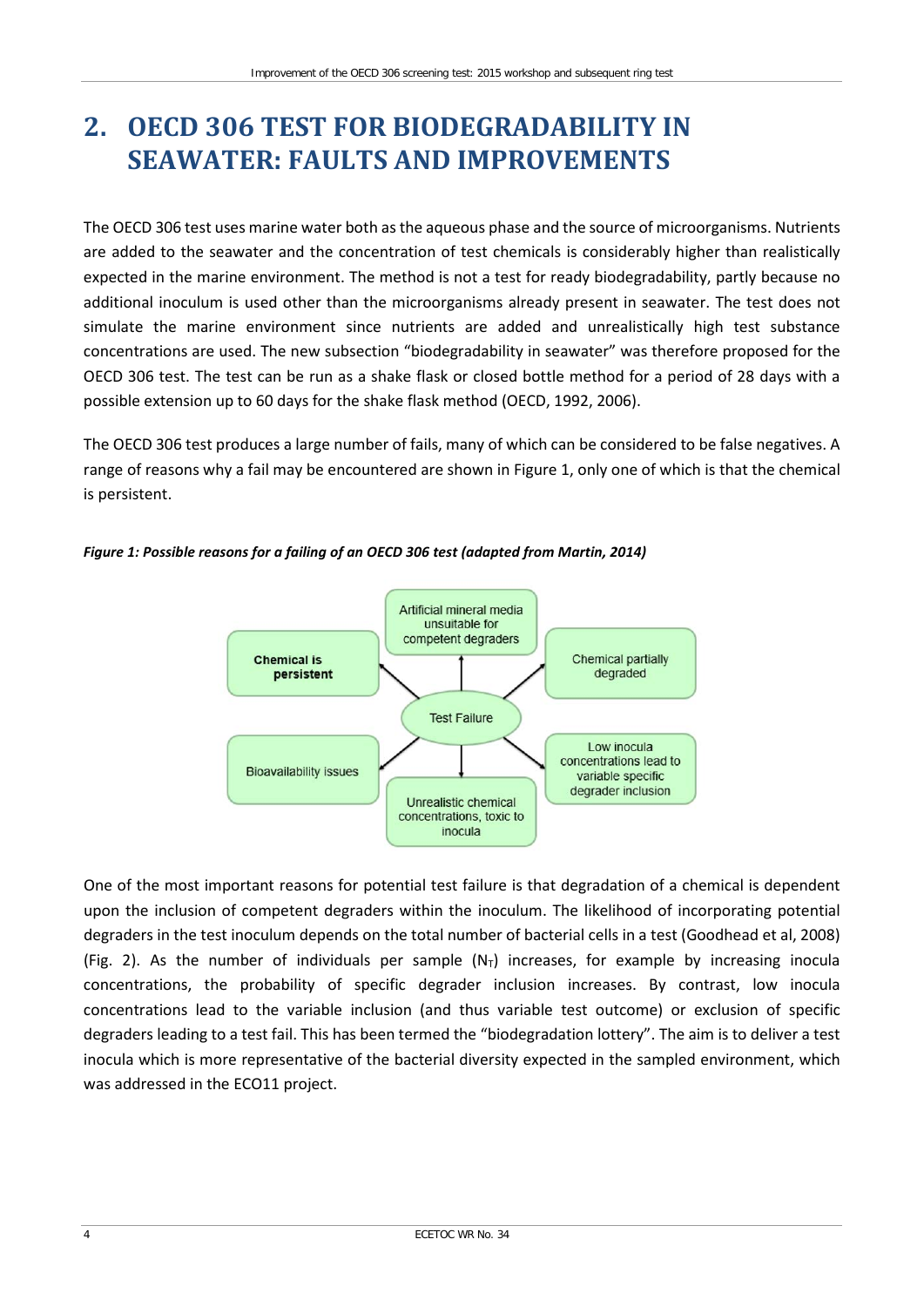# 2. OECD 306 TEST FOR BIODEGRADABILITY IN SEAWATER: FAULTS AND IMPROVEMENTS

The OECD 306 test uses marine water both as the aqueous phase and the source of microorganisms. Nutrients are added to the seawater and the concentration of test chemicals is considerably higher than realistically expected in the marine environment. The method is not a test for ready biodegradability, partly because no additional inoculum is used other than the microorganisms already present in seawater. The test does not simulate the marine environment since nutrients are added and unrealistically high test substance concentrations are used. The new subsection "biodegradability in seawater" was therefore proposed for the OECD 306 test. The test can be run as a shake flask or closed bottle method for a period of 28 days with a possible extension up to 60 days for the shake flask method (OECD, 1992, 2006).

The OECD 306 test produces a large number of fails, many of which can be considered to be false negatives. A range of reasons why a fail may be encountered are shown in Figure 1, only one of which is that the chemical is persistent.

***Figure 1: Possible reasons for a failing of an OECD 306 test (adapted from Martin, 2014)***

Test Failure:

- **Chemical is persistent**
- Artificial mineral media unsuitable for competent degraders
- Chemical partially degraded
- Bioavailability issues
- Unrealistic chemical concentrations, toxic to inocula
- Low inocula concentrations lead to variable specific degrader inclusion

One of the most important reasons for potential test failure is that degradation of a chemical is dependent upon the inclusion of competent degraders within the inoculum. The likelihood of incorporating potential degraders in the test inoculum depends on the total number of bacterial cells in a test (Goodhead et al, 2008) (Fig. 2). As the number of individuals per sample ($N_T$) increases, for example by increasing inocula concentrations, the probability of specific degrader inclusion increases. By contrast, low inocula concentrations lead to the variable inclusion (and thus variable test outcome) or exclusion of specific degraders leading to a test fail. This has been termed the "biodegradation lottery". The aim is to deliver a test inocula which is more representative of the bacterial diversity expected in the sampled environment, which was addressed in the ECO11 project.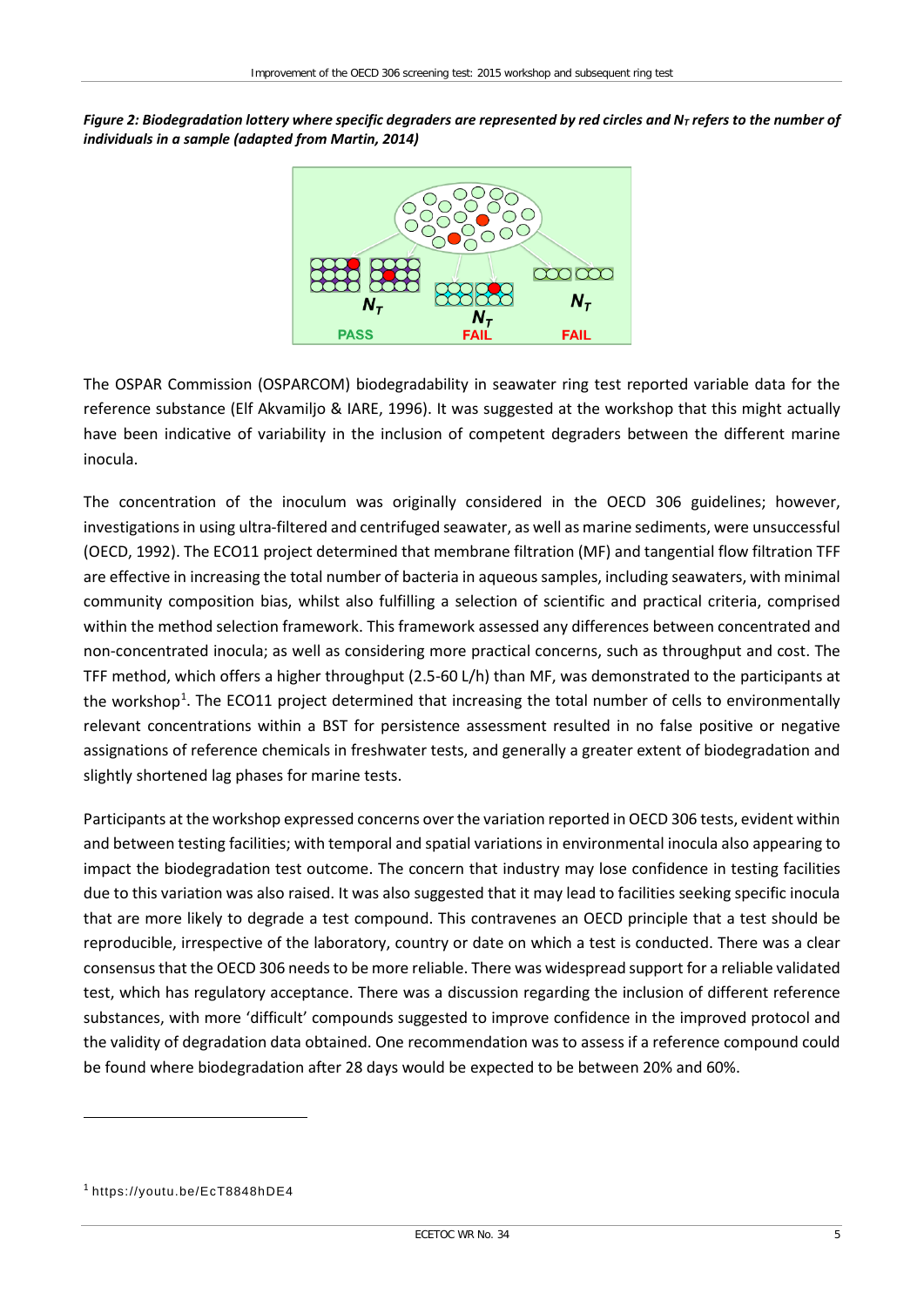***Figure 2: Biodegradation lottery where specific degraders are represented by red circles and $N_T$ refers to the number of individuals in a sample (adapted from Martin, 2014)***

The OSPAR Commission (OSPARCOM) biodegradability in seawater ring test reported variable data for the reference substance (Elf Akvamiljo & IARE, 1996). It was suggested at the workshop that this might actually have been indicative of variability in the inclusion of competent degraders between the different marine inocula.

The concentration of the inoculum was originally considered in the OECD 306 guidelines; however, investigations in using ultra-filtered and centrifuged seawater, as well as marine sediments, were unsuccessful (OECD, 1992). The ECO11 project determined that membrane filtration (MF) and tangential flow filtration TFF are effective in increasing the total number of bacteria in aqueous samples, including seawaters, with minimal community composition bias, whilst also fulfilling a selection of scientific and practical criteria, comprised within the method selection framework. This framework assessed any differences between concentrated and non-concentrated inocula; as well as considering more practical concerns, such as throughput and cost. The TFF method, which offers a higher throughput (2.5-60 L/h) than MF, was demonstrated to the participants at the workshop[1]. The ECO11 project determined that increasing the total number of cells to environmentally relevant concentrations within a BST for persistence assessment resulted in no false positive or negative assignations of reference chemicals in freshwater tests, and generally a greater extent of biodegradation and slightly shortened lag phases for marine tests.

Participants at the workshop expressed concerns over the variation reported in OECD 306 tests, evident within and between testing facilities; with temporal and spatial variations in environmental inocula also appearing to impact the biodegradation test outcome. The concern that industry may lose confidence in testing facilities due to this variation was also raised. It was also suggested that it may lead to facilities seeking specific inocula that are more likely to degrade a test compound. This contravenes an OECD principle that a test should be reproducible, irrespective of the laboratory, country or date on which a test is conducted. There was a clear consensus that the OECD 306 needs to be more reliable. There was widespread support for a reliable validated test, which has regulatory acceptance. There was a discussion regarding the inclusion of different reference substances, with more 'difficult' compounds suggested to improve confidence in the improved protocol and the validity of degradation data obtained. One recommendation was to assess if a reference compound could be found where biodegradation after 28 days would be expected to be between 20% and 60%.

[1] https://youtu.be/EcT8848hDE4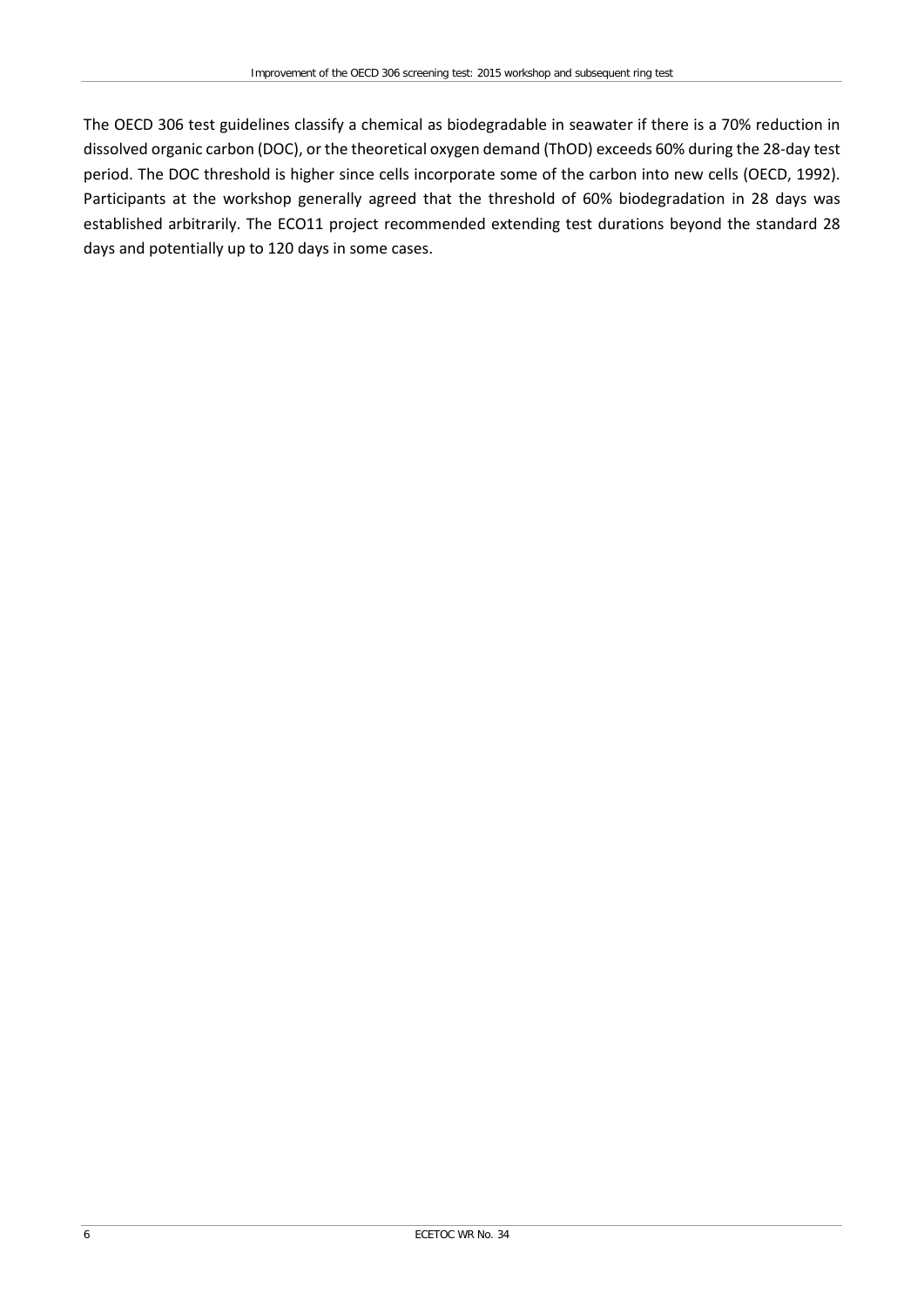The OECD 306 test guidelines classify a chemical as biodegradable in seawater if there is a 70% reduction in dissolved organic carbon (DOC), or the theoretical oxygen demand (ThOD) exceeds 60% during the 28-day test period. The DOC threshold is higher since cells incorporate some of the carbon into new cells (OECD, 1992). Participants at the workshop generally agreed that the threshold of 60% biodegradation in 28 days was established arbitrarily. The ECO11 project recommended extending test durations beyond the standard 28 days and potentially up to 120 days in some cases.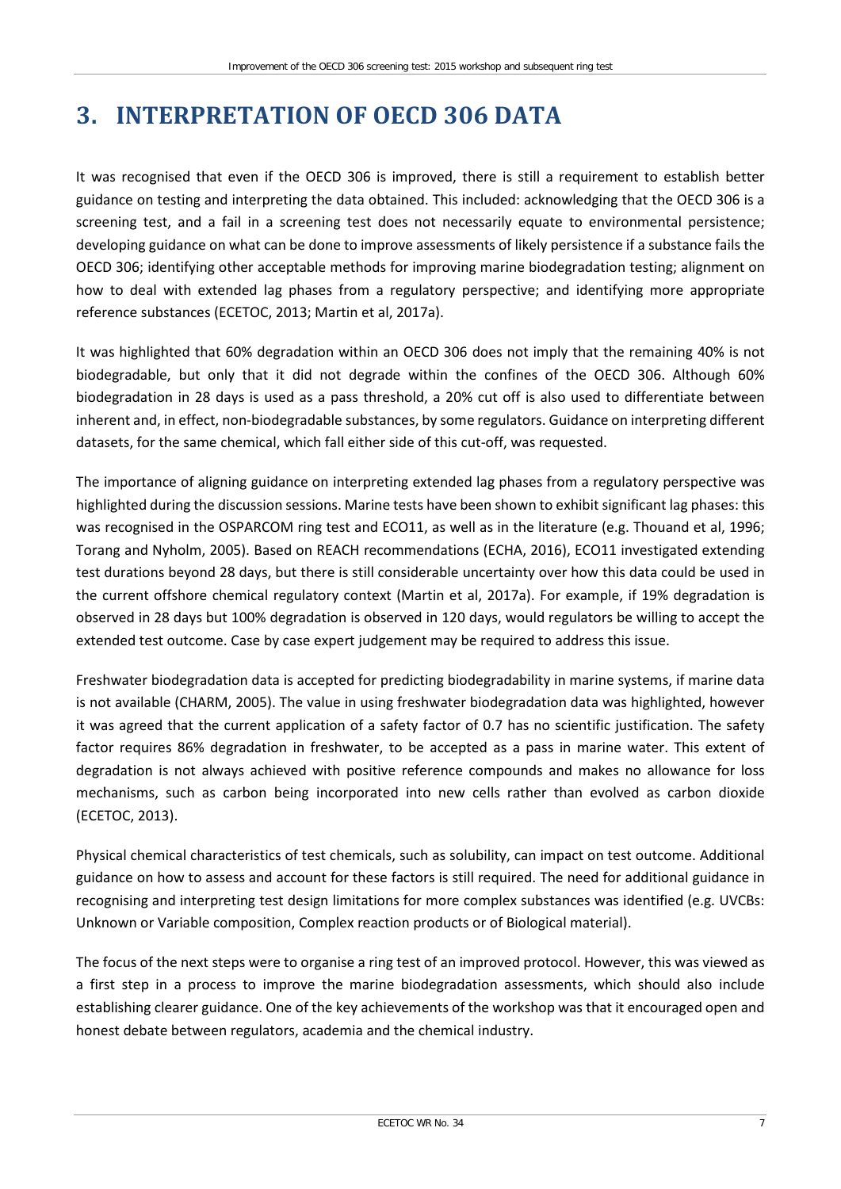# 3. INTERPRETATION OF OECD 306 DATA

It was recognised that even if the OECD 306 is improved, there is still a requirement to establish better guidance on testing and interpreting the data obtained. This included: acknowledging that the OECD 306 is a screening test, and a fail in a screening test does not necessarily equate to environmental persistence; developing guidance on what can be done to improve assessments of likely persistence if a substance fails the OECD 306; identifying other acceptable methods for improving marine biodegradation testing; alignment on how to deal with extended lag phases from a regulatory perspective; and identifying more appropriate reference substances (ECETOC, 2013; Martin et al, 2017a).

It was highlighted that 60% degradation within an OECD 306 does not imply that the remaining 40% is not biodegradable, but only that it did not degrade within the confines of the OECD 306. Although 60% biodegradation in 28 days is used as a pass threshold, a 20% cut off is also used to differentiate between inherent and, in effect, non-biodegradable substances, by some regulators. Guidance on interpreting different datasets, for the same chemical, which fall either side of this cut-off, was requested.

The importance of aligning guidance on interpreting extended lag phases from a regulatory perspective was highlighted during the discussion sessions. Marine tests have been shown to exhibit significant lag phases: this was recognised in the OSPARCOM ring test and ECO11, as well as in the literature (e.g. Thouand et al, 1996; Torang and Nyholm, 2005). Based on REACH recommendations (ECHA, 2016), ECO11 investigated extending test durations beyond 28 days, but there is still considerable uncertainty over how this data could be used in the current offshore chemical regulatory context (Martin et al, 2017a). For example, if 19% degradation is observed in 28 days but 100% degradation is observed in 120 days, would regulators be willing to accept the extended test outcome. Case by case expert judgement may be required to address this issue.

Freshwater biodegradation data is accepted for predicting biodegradability in marine systems, if marine data is not available (CHARM, 2005). The value in using freshwater biodegradation data was highlighted, however it was agreed that the current application of a safety factor of 0.7 has no scientific justification. The safety factor requires 86% degradation in freshwater, to be accepted as a pass in marine water. This extent of degradation is not always achieved with positive reference compounds and makes no allowance for loss mechanisms, such as carbon being incorporated into new cells rather than evolved as carbon dioxide (ECETOC, 2013).

Physical chemical characteristics of test chemicals, such as solubility, can impact on test outcome. Additional guidance on how to assess and account for these factors is still required. The need for additional guidance in recognising and interpreting test design limitations for more complex substances was identified (e.g. UVCBs: Unknown or Variable composition, Complex reaction products or of Biological material).

The focus of the next steps were to organise a ring test of an improved protocol. However, this was viewed as a first step in a process to improve the marine biodegradation assessments, which should also include establishing clearer guidance. One of the key achievements of the workshop was that it encouraged open and honest debate between regulators, academia and the chemical industry.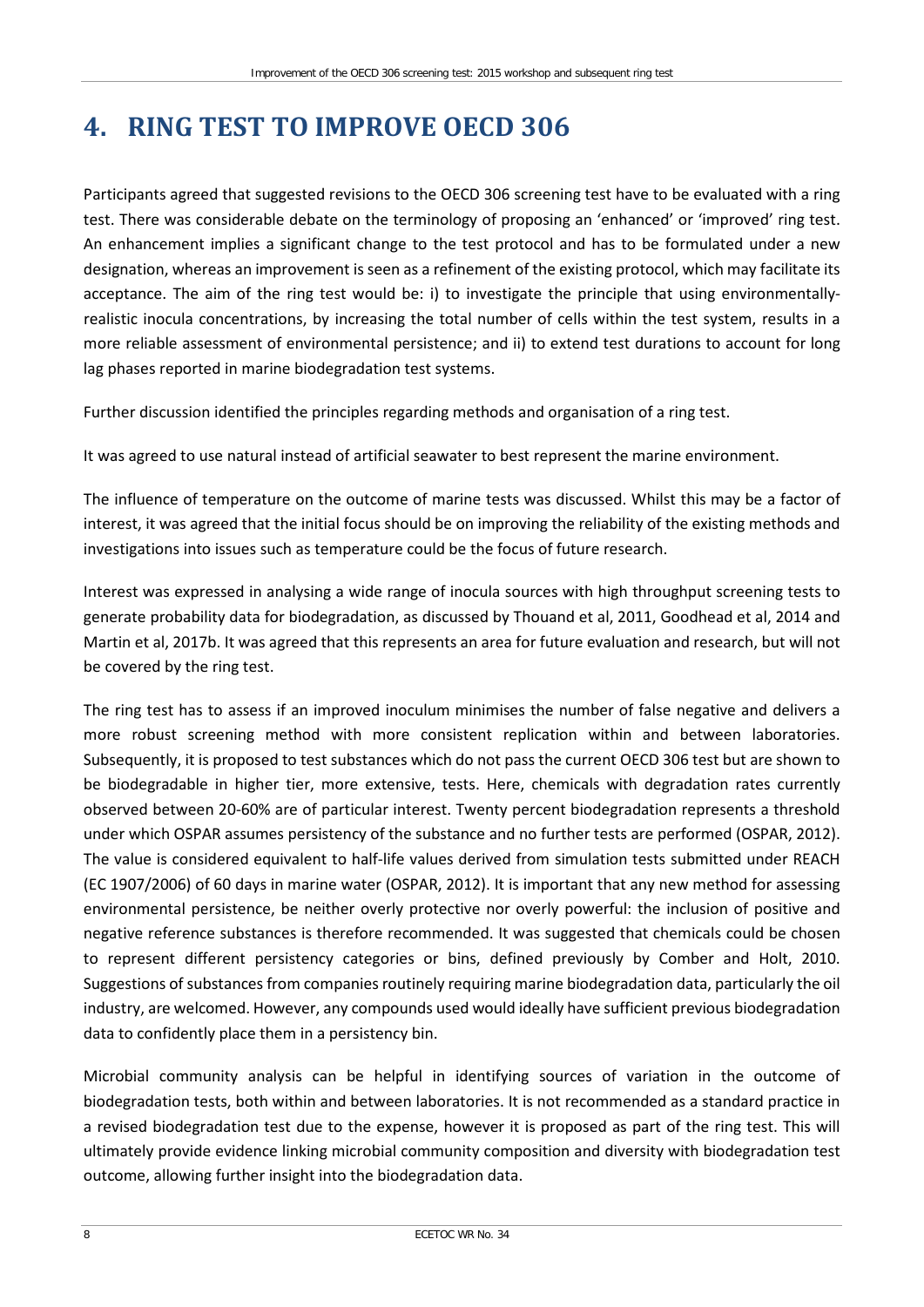# 4. RING TEST TO IMPROVE OECD 306

Participants agreed that suggested revisions to the OECD 306 screening test have to be evaluated with a ring test. There was considerable debate on the terminology of proposing an 'enhanced' or 'improved' ring test. An enhancement implies a significant change to the test protocol and has to be formulated under a new designation, whereas an improvement is seen as a refinement of the existing protocol, which may facilitate its acceptance. The aim of the ring test would be: i) to investigate the principle that using environmentally-realistic inocula concentrations, by increasing the total number of cells within the test system, results in a more reliable assessment of environmental persistence; and ii) to extend test durations to account for long lag phases reported in marine biodegradation test systems.

Further discussion identified the principles regarding methods and organisation of a ring test.

It was agreed to use natural instead of artificial seawater to best represent the marine environment.

The influence of temperature on the outcome of marine tests was discussed. Whilst this may be a factor of interest, it was agreed that the initial focus should be on improving the reliability of the existing methods and investigations into issues such as temperature could be the focus of future research.

Interest was expressed in analysing a wide range of inocula sources with high throughput screening tests to generate probability data for biodegradation, as discussed by Thouand et al, 2011, Goodhead et al, 2014 and Martin et al, 2017b. It was agreed that this represents an area for future evaluation and research, but will not be covered by the ring test.

The ring test has to assess if an improved inoculum minimises the number of false negative and delivers a more robust screening method with more consistent replication within and between laboratories. Subsequently, it is proposed to test substances which do not pass the current OECD 306 test but are shown to be biodegradable in higher tier, more extensive, tests. Here, chemicals with degradation rates currently observed between 20-60% are of particular interest. Twenty percent biodegradation represents a threshold under which OSPAR assumes persistency of the substance and no further tests are performed (OSPAR, 2012). The value is considered equivalent to half-life values derived from simulation tests submitted under REACH (EC 1907/2006) of 60 days in marine water (OSPAR, 2012). It is important that any new method for assessing environmental persistence, be neither overly protective nor overly powerful: the inclusion of positive and negative reference substances is therefore recommended. It was suggested that chemicals could be chosen to represent different persistency categories or bins, defined previously by Comber and Holt, 2010. Suggestions of substances from companies routinely requiring marine biodegradation data, particularly the oil industry, are welcomed. However, any compounds used would ideally have sufficient previous biodegradation data to confidently place them in a persistency bin.

Microbial community analysis can be helpful in identifying sources of variation in the outcome of biodegradation tests, both within and between laboratories. It is not recommended as a standard practice in a revised biodegradation test due to the expense, however it is proposed as part of the ring test. This will ultimately provide evidence linking microbial community composition and diversity with biodegradation test outcome, allowing further insight into the biodegradation data.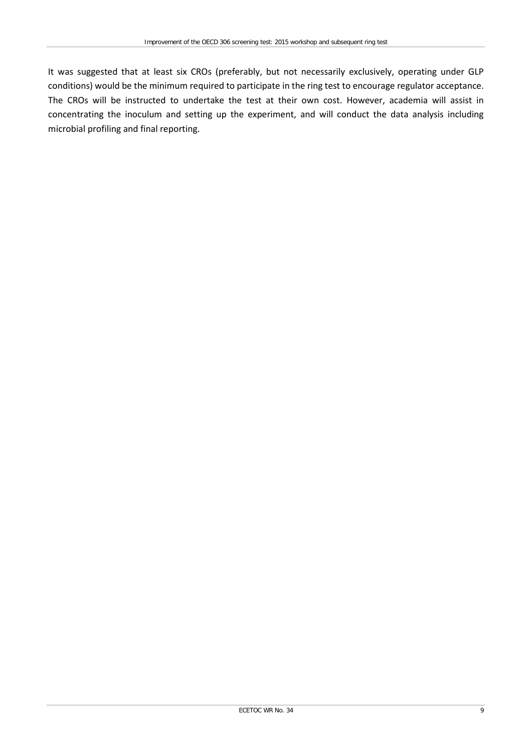It was suggested that at least six CROs (preferably, but not necessarily exclusively, operating under GLP conditions) would be the minimum required to participate in the ring test to encourage regulator acceptance. The CROs will be instructed to undertake the test at their own cost. However, academia will assist in concentrating the inoculum and setting up the experiment, and will conduct the data analysis including microbial profiling and final reporting.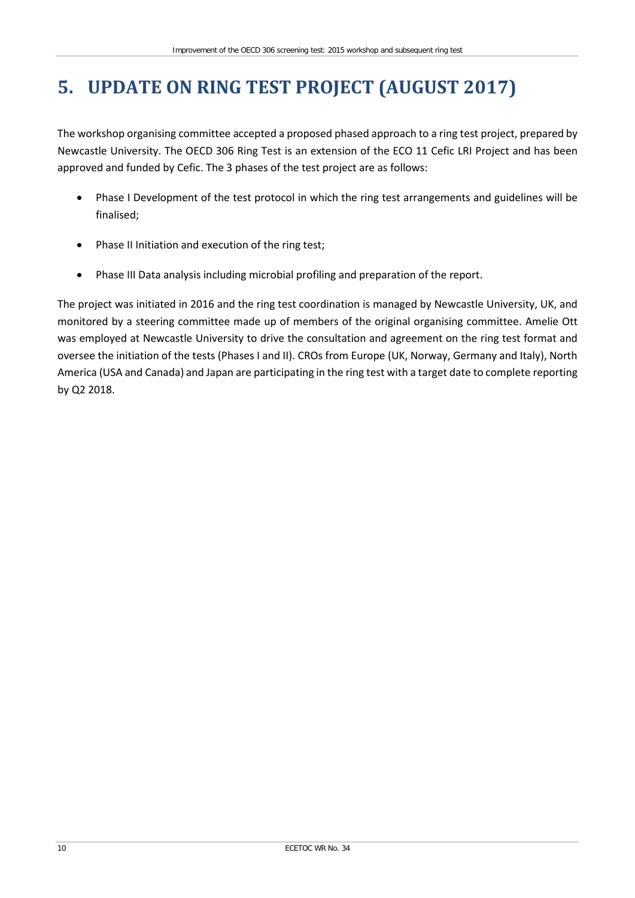# 5. UPDATE ON RING TEST PROJECT (AUGUST 2017)

The workshop organising committee accepted a proposed phased approach to a ring test project, prepared by Newcastle University. The OECD 306 Ring Test is an extension of the ECO 11 Cefic LRI Project and has been approved and funded by Cefic. The 3 phases of the test project are as follows:

- Phase I Development of the test protocol in which the ring test arrangements and guidelines will be finalised;
- Phase II Initiation and execution of the ring test;
- Phase III Data analysis including microbial profiling and preparation of the report.

The project was initiated in 2016 and the ring test coordination is managed by Newcastle University, UK, and monitored by a steering committee made up of members of the original organising committee. Amelie Ott was employed at Newcastle University to drive the consultation and agreement on the ring test format and oversee the initiation of the tests (Phases I and II). CROs from Europe (UK, Norway, Germany and Italy), North America (USA and Canada) and Japan are participating in the ring test with a target date to complete reporting by Q2 2018.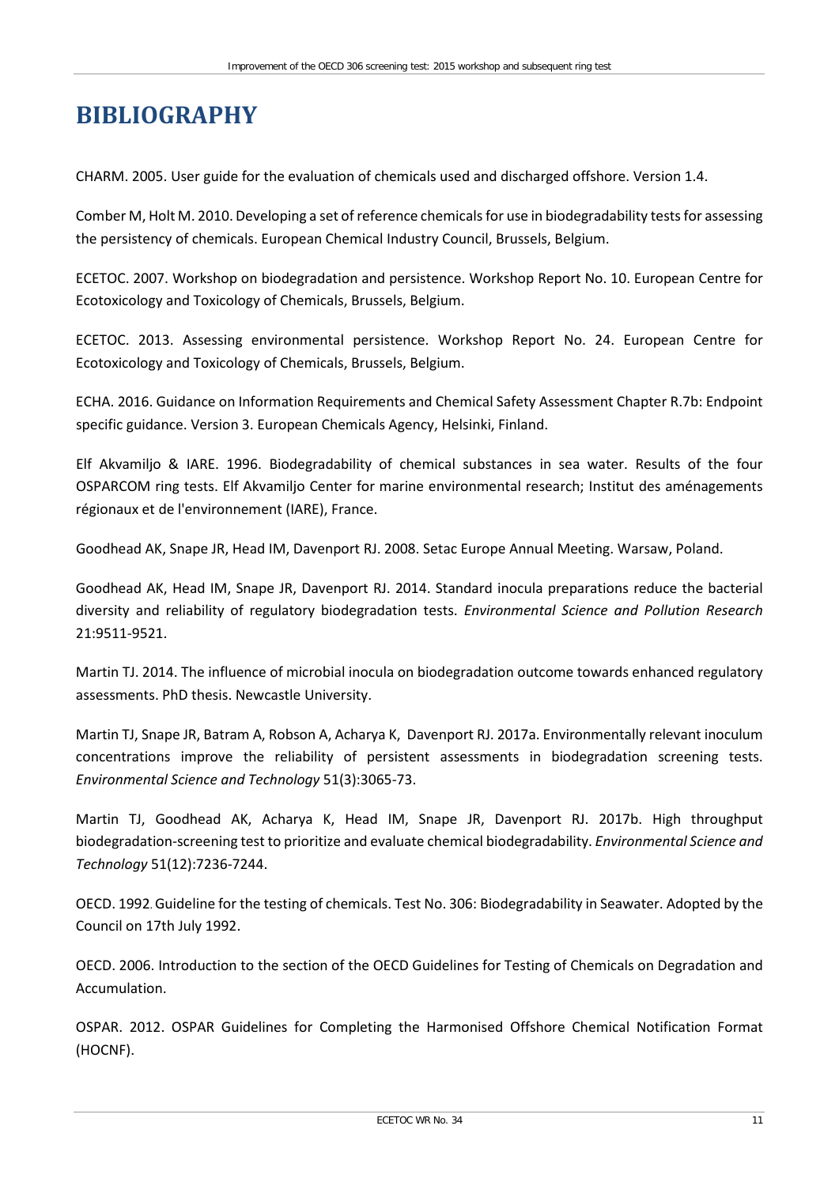# BIBLIOGRAPHY

CHARM. 2005. User guide for the evaluation of chemicals used and discharged offshore. Version 1.4.

Comber M, Holt M. 2010. Developing a set of reference chemicals for use in biodegradability tests for assessing the persistency of chemicals. European Chemical Industry Council, Brussels, Belgium.

ECETOC. 2007. Workshop on biodegradation and persistence. Workshop Report No. 10. European Centre for Ecotoxicology and Toxicology of Chemicals, Brussels, Belgium.

ECETOC. 2013. Assessing environmental persistence. Workshop Report No. 24. European Centre for Ecotoxicology and Toxicology of Chemicals, Brussels, Belgium.

ECHA. 2016. Guidance on Information Requirements and Chemical Safety Assessment Chapter R.7b: Endpoint specific guidance. Version 3. European Chemicals Agency, Helsinki, Finland.

Elf Akvamiljo & IARE. 1996. Biodegradability of chemical substances in sea water. Results of the four OSPARCOM ring tests. Elf Akvamiljo Center for marine environmental research; Institut des aménagements régionaux et de l'environnement (IARE), France.

Goodhead AK, Snape JR, Head IM, Davenport RJ. 2008. Setac Europe Annual Meeting. Warsaw, Poland.

Goodhead AK, Head IM, Snape JR, Davenport RJ. 2014. Standard inocula preparations reduce the bacterial diversity and reliability of regulatory biodegradation tests. *Environmental Science and Pollution Research* 21:9511-9521.

Martin TJ. 2014. The influence of microbial inocula on biodegradation outcome towards enhanced regulatory assessments. PhD thesis. Newcastle University.

Martin TJ, Snape JR, Batram A, Robson A, Acharya K, Davenport RJ. 2017a. Environmentally relevant inoculum concentrations improve the reliability of persistent assessments in biodegradation screening tests. *Environmental Science and Technology* 51(3):3065-73.

Martin TJ, Goodhead AK, Acharya K, Head IM, Snape JR, Davenport RJ. 2017b. High throughput biodegradation-screening test to prioritize and evaluate chemical biodegradability. *Environmental Science and Technology* 51(12):7236-7244.

OECD. 1992. Guideline for the testing of chemicals. Test No. 306: Biodegradability in Seawater. Adopted by the Council on 17th July 1992.

OECD. 2006. Introduction to the section of the OECD Guidelines for Testing of Chemicals on Degradation and Accumulation.

OSPAR. 2012. OSPAR Guidelines for Completing the Harmonised Offshore Chemical Notification Format (HOCNF).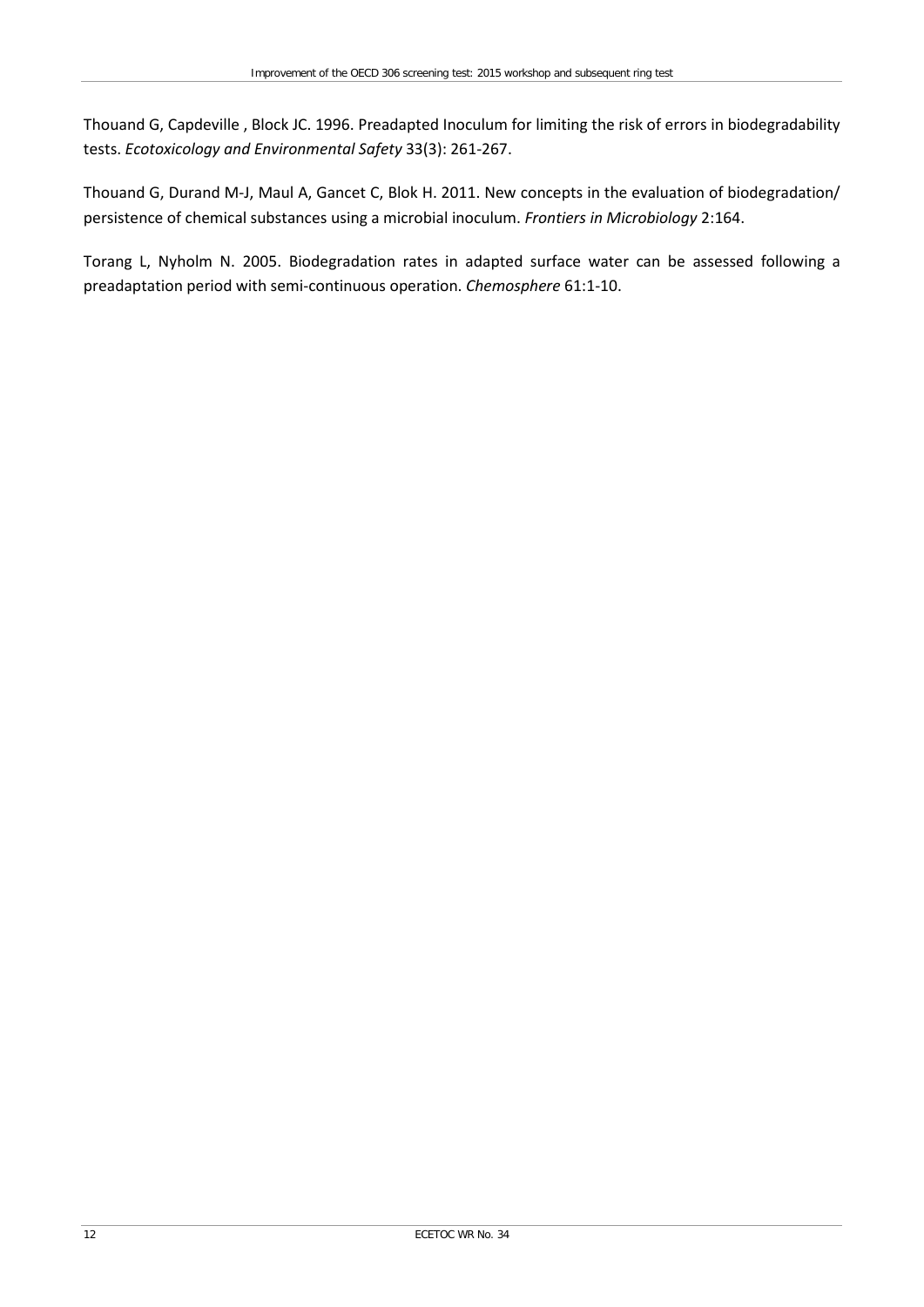Thouand G, Capdeville , Block JC. 1996. Preadapted Inoculum for limiting the risk of errors in biodegradability tests. *Ecotoxicology and Environmental Safety* 33(3): 261-267.

Thouand G, Durand M-J, Maul A, Gancet C, Blok H. 2011. New concepts in the evaluation of biodegradation/ persistence of chemical substances using a microbial inoculum. *Frontiers in Microbiology* 2:164.

Torang L, Nyholm N. 2005. Biodegradation rates in adapted surface water can be assessed following a preadaptation period with semi-continuous operation. *Chemosphere* 61:1-10.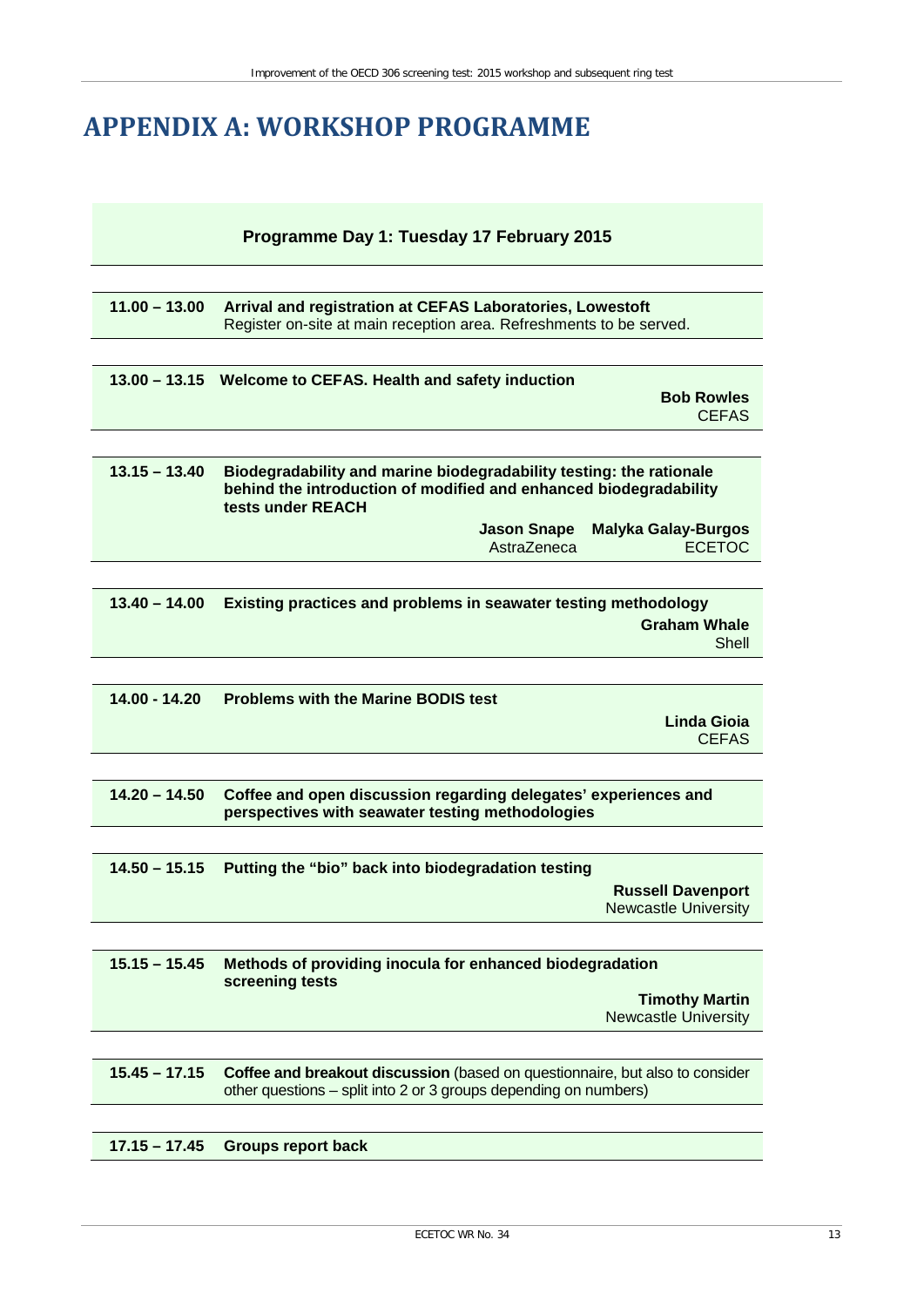# APPENDIX A: WORKSHOP PROGRAMME

**Programme Day 1: Tuesday 17 February 2015**

**11.00 – 13.00** **Arrival and registration at CEFAS Laboratories, Lowestoft**
Register on-site at main reception area. Refreshments to be served.

**13.00 – 13.15** **Welcome to CEFAS. Health and safety induction**
**Bob Rowles**
CEFAS

**13.15 – 13.40** **Biodegradability and marine biodegradability testing: the rationale behind the introduction of modified and enhanced biodegradability tests under REACH**
**Jason Snape** AstraZeneca
**Malyka Galay-Burgos** ECETOC

**13.40 – 14.00** **Existing practices and problems in seawater testing methodology**
**Graham Whale**
Shell

**14.00 - 14.20** **Problems with the Marine BODIS test**
**Linda Gioia**
CEFAS

**14.20 – 14.50** **Coffee and open discussion regarding delegates' experiences and perspectives with seawater testing methodologies**

**14.50 – 15.15** **Putting the "bio" back into biodegradation testing**
**Russell Davenport**
Newcastle University

**15.15 – 15.45** **Methods of providing inocula for enhanced biodegradation screening tests**
**Timothy Martin**
Newcastle University

**15.45 – 17.15** **Coffee and breakout discussion** (based on questionnaire, but also to consider other questions – split into 2 or 3 groups depending on numbers)

**17.15 – 17.45** **Groups report back**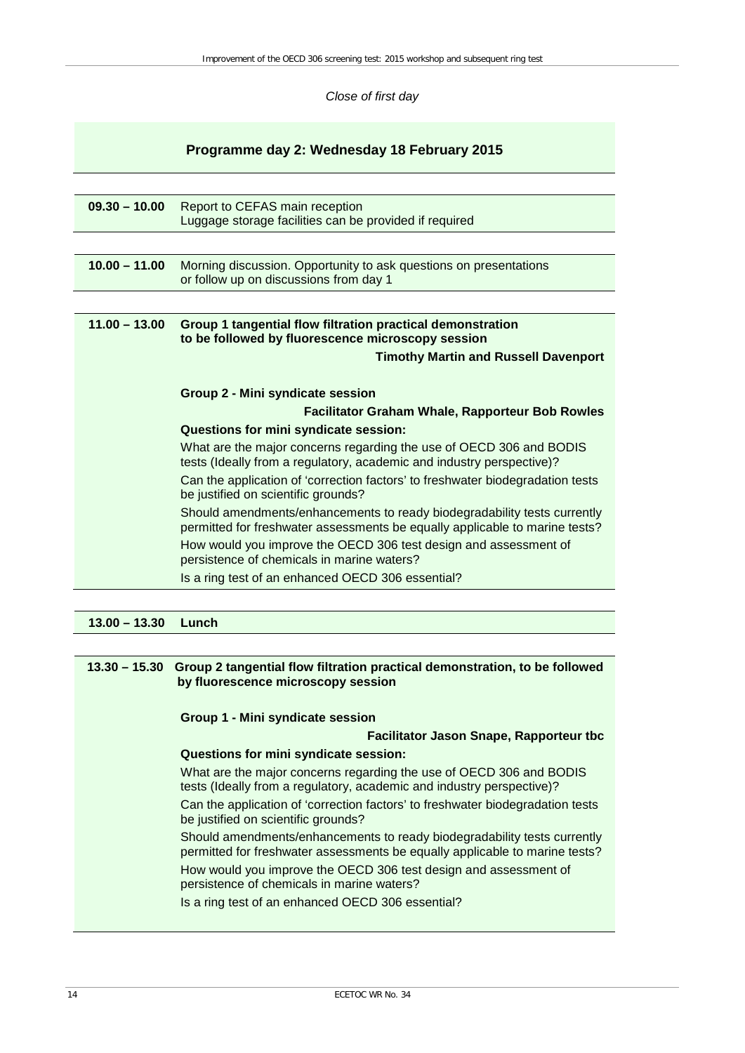*Close of first day*

## Programme day 2: Wednesday 18 February 2015

**09.30 – 10.00** Report to CEFAS main reception
Luggage storage facilities can be provided if required

**10.00 – 11.00** Morning discussion. Opportunity to ask questions on presentations or follow up on discussions from day 1

**11.00 – 13.00** **Group 1 tangential flow filtration practical demonstration to be followed by fluorescence microscopy session**

**Timothy Martin and Russell Davenport**

**Group 2 - Mini syndicate session**

**Facilitator Graham Whale, Rapporteur Bob Rowles**

**Questions for mini syndicate session:**

What are the major concerns regarding the use of OECD 306 and BODIS tests (Ideally from a regulatory, academic and industry perspective)?

Can the application of 'correction factors' to freshwater biodegradation tests be justified on scientific grounds?

Should amendments/enhancements to ready biodegradability tests currently permitted for freshwater assessments be equally applicable to marine tests?

How would you improve the OECD 306 test design and assessment of persistence of chemicals in marine waters?

Is a ring test of an enhanced OECD 306 essential?

**13.00 – 13.30** **Lunch**

**13.30 – 15.30** **Group 2 tangential flow filtration practical demonstration, to be followed by fluorescence microscopy session**

**Group 1 - Mini syndicate session**

**Facilitator Jason Snape, Rapporteur tbc**

**Questions for mini syndicate session:**

What are the major concerns regarding the use of OECD 306 and BODIS tests (Ideally from a regulatory, academic and industry perspective)?

Can the application of 'correction factors' to freshwater biodegradation tests be justified on scientific grounds?

Should amendments/enhancements to ready biodegradability tests currently permitted for freshwater assessments be equally applicable to marine tests?

How would you improve the OECD 306 test design and assessment of persistence of chemicals in marine waters?

Is a ring test of an enhanced OECD 306 essential?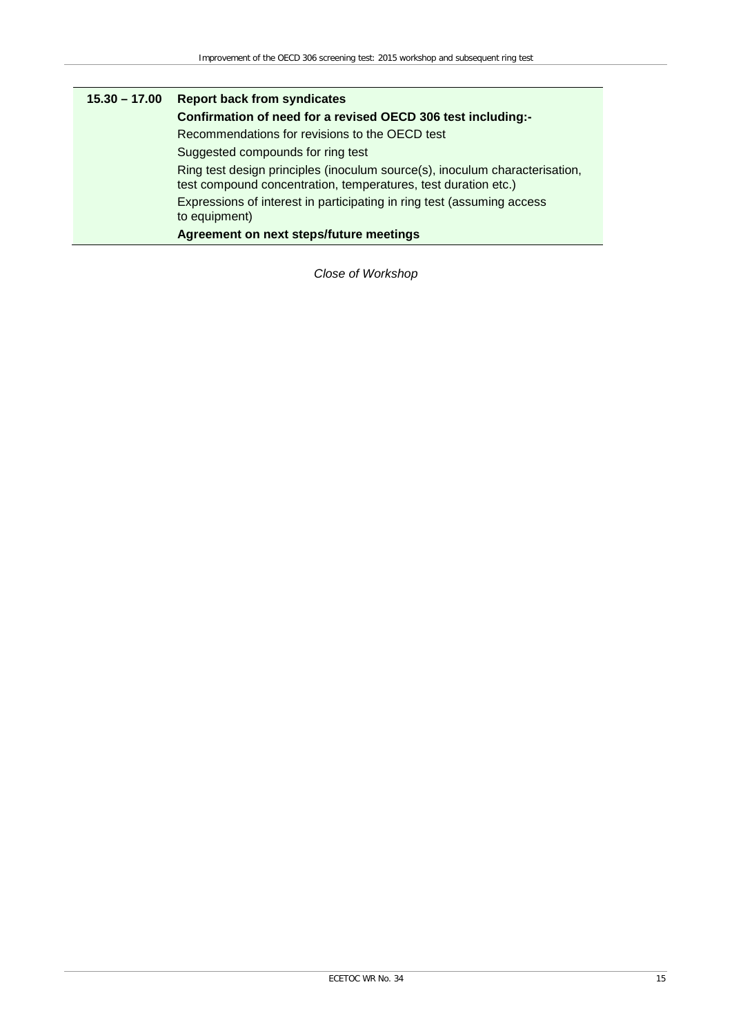| | |
|---|---|
| **15.30 – 17.00** | **Report back from syndicates** |
| | **Confirmation of need for a revised OECD 306 test including:-** |
| | Recommendations for revisions to the OECD test |
| | Suggested compounds for ring test |
| | Ring test design principles (inoculum source(s), inoculum characterisation, test compound concentration, temperatures, test duration etc.) |
| | Expressions of interest in participating in ring test (assuming access to equipment) |
| | **Agreement on next steps/future meetings** |

*Close of Workshop*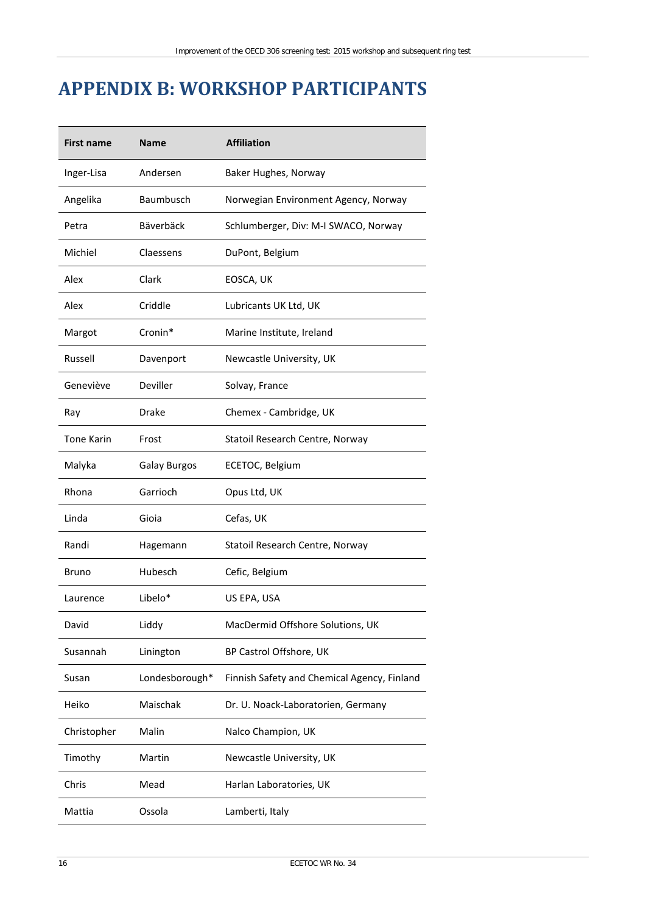# APPENDIX B: WORKSHOP PARTICIPANTS

| First name | Name | Affiliation |
|---|---|---|
| Inger-Lisa | Andersen | Baker Hughes, Norway |
| Angelika | Baumbusch | Norwegian Environment Agency, Norway |
| Petra | Bäverbäck | Schlumberger, Div: M-I SWACO, Norway |
| Michiel | Claessens | DuPont, Belgium |
| Alex | Clark | EOSCA, UK |
| Alex | Criddle | Lubricants UK Ltd, UK |
| Margot | Cronin* | Marine Institute, Ireland |
| Russell | Davenport | Newcastle University, UK |
| Geneviève | Deviller | Solvay, France |
| Ray | Drake | Chemex - Cambridge, UK |
| Tone Karin | Frost | Statoil Research Centre, Norway |
| Malyka | Galay Burgos | ECETOC, Belgium |
| Rhona | Garrioch | Opus Ltd, UK |
| Linda | Gioia | Cefas, UK |
| Randi | Hagemann | Statoil Research Centre, Norway |
| Bruno | Hubesch | Cefic, Belgium |
| Laurence | Libelo* | US EPA, USA |
| David | Liddy | MacDermid Offshore Solutions, UK |
| Susannah | Linington | BP Castrol Offshore, UK |
| Susan | Londesborough* | Finnish Safety and Chemical Agency, Finland |
| Heiko | Maischak | Dr. U. Noack-Laboratorien, Germany |
| Christopher | Malin | Nalco Champion, UK |
| Timothy | Martin | Newcastle University, UK |
| Chris | Mead | Harlan Laboratories, UK |
| Mattia | Ossola | Lamberti, Italy |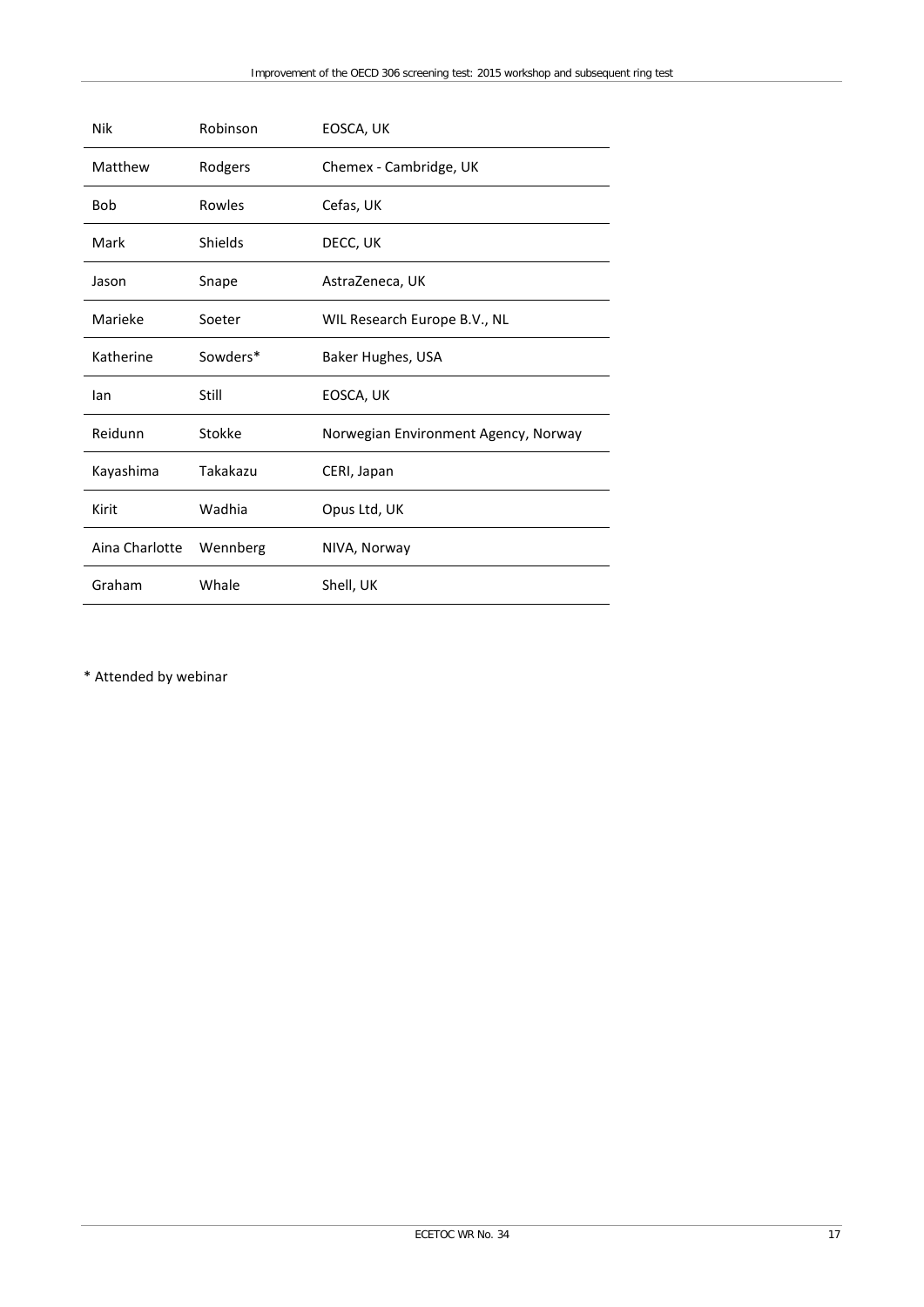| | | |
|---|---|---|
| Nik | Robinson | EOSCA, UK |
| Matthew | Rodgers | Chemex - Cambridge, UK |
| Bob | Rowles | Cefas, UK |
| Mark | Shields | DECC, UK |
| Jason | Snape | AstraZeneca, UK |
| Marieke | Soeter | WIL Research Europe B.V., NL |
| Katherine | Sowders* | Baker Hughes, USA |
| Ian | Still | EOSCA, UK |
| Reidunn | Stokke | Norwegian Environment Agency, Norway |
| Kayashima | Takakazu | CERI, Japan |
| Kirit | Wadhia | Opus Ltd, UK |
| Aina Charlotte | Wennberg | NIVA, Norway |
| Graham | Whale | Shell, UK |

* Attended by webinar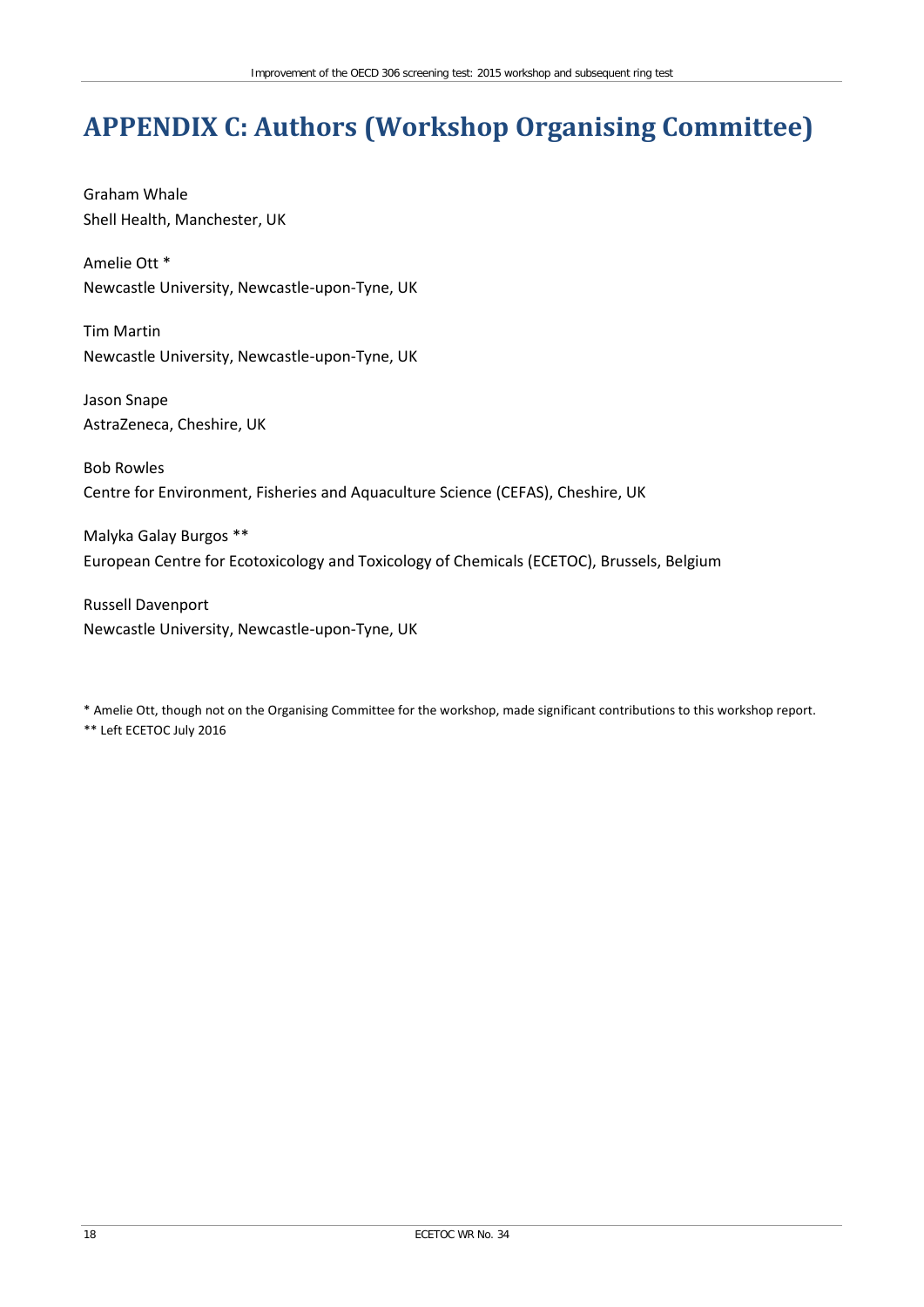# APPENDIX C: Authors (Workshop Organising Committee)

Graham Whale
Shell Health, Manchester, UK

Amelie Ott *
Newcastle University, Newcastle-upon-Tyne, UK

Tim Martin
Newcastle University, Newcastle-upon-Tyne, UK

Jason Snape
AstraZeneca, Cheshire, UK

Bob Rowles
Centre for Environment, Fisheries and Aquaculture Science (CEFAS), Cheshire, UK

Malyka Galay Burgos **
European Centre for Ecotoxicology and Toxicology of Chemicals (ECETOC), Brussels, Belgium

Russell Davenport
Newcastle University, Newcastle-upon-Tyne, UK

* Amelie Ott, though not on the Organising Committee for the workshop, made significant contributions to this workshop report.
** Left ECETOC July 2016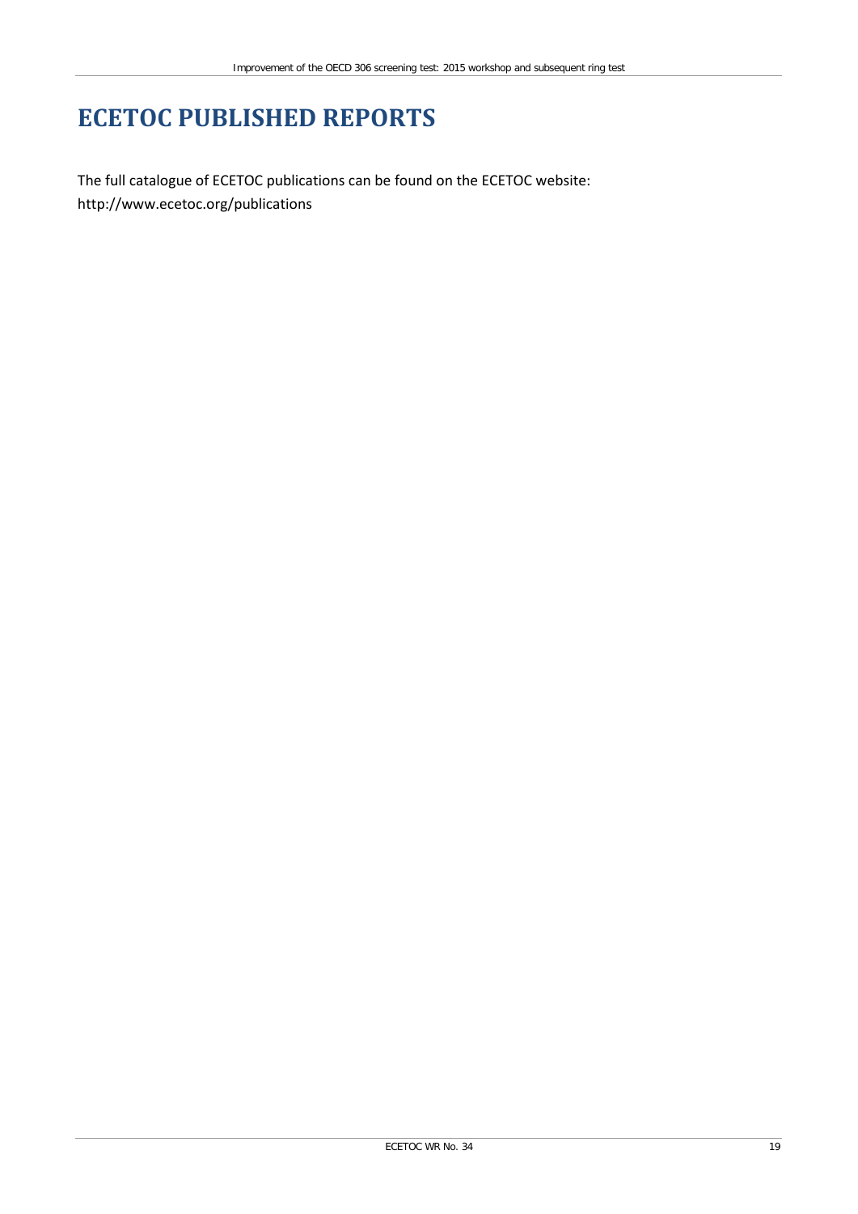# ECETOC PUBLISHED REPORTS

The full catalogue of ECETOC publications can be found on the ECETOC website:
http://www.ecetoc.org/publications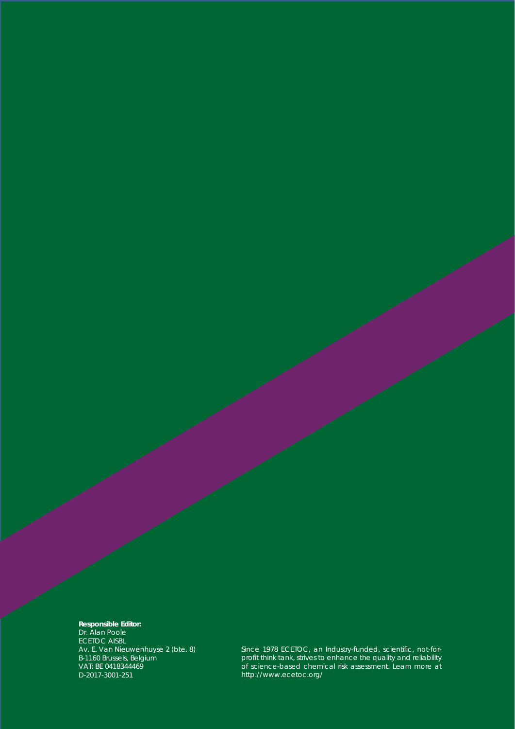**Responsible Editor:**
Dr. Alan Poole
ECETOC AISBL
Av. E. Van Nieuwenhuyse 2 (bte. 8)
B-1160 Brussels, Belgium
VAT: BE 0418344469
D-2017-3001-251

Since 1978 ECETOC, an Industry-funded, scientific, not-for-profit think tank, strives to enhance the quality and reliability of science-based chemical risk assessment. Learn more at http://www.ecetoc.org/